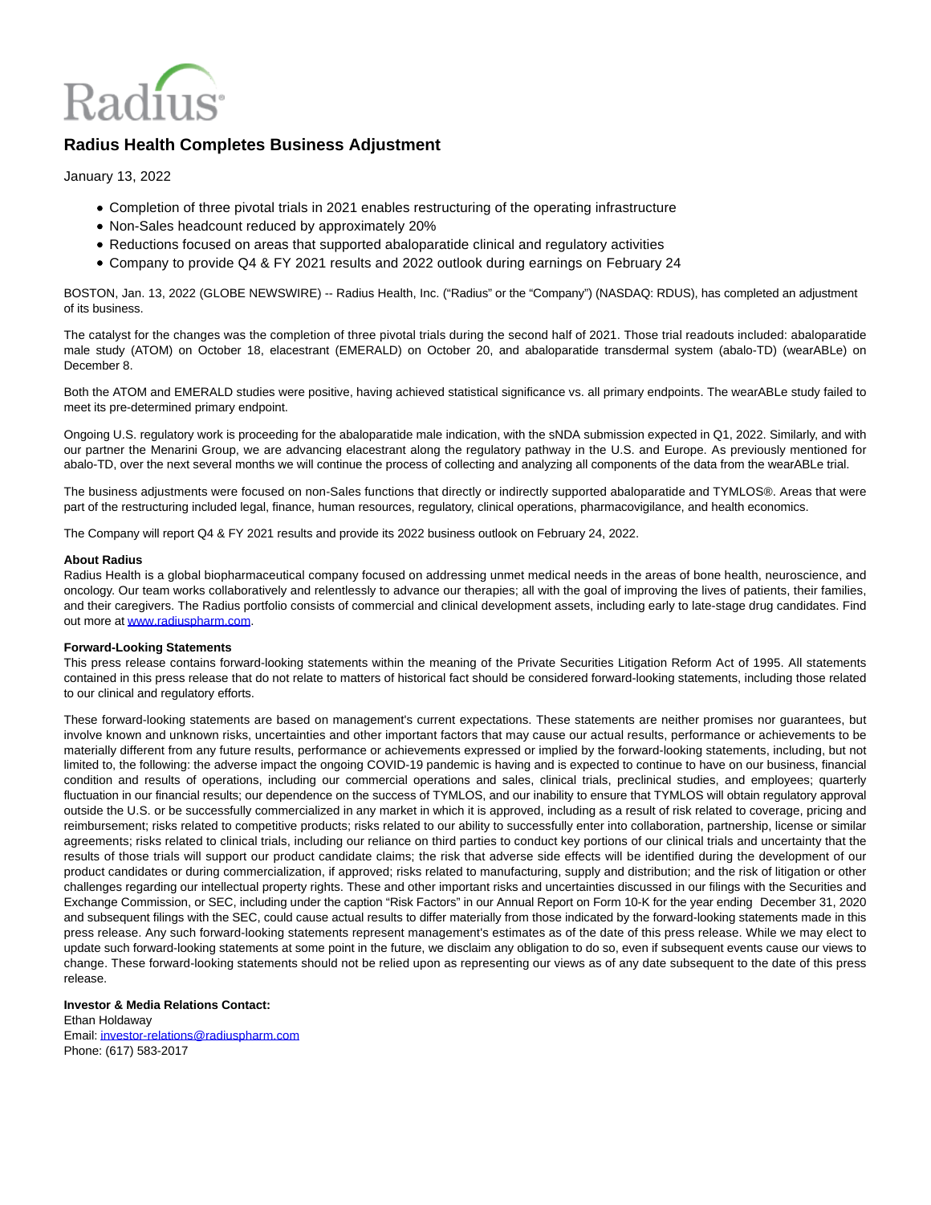Radius

# Radius Health Completes Business Adjustment

January 13, 2022

- Completion of three pivotal trials in 2021 enables restructuring of the operating infrastructure
- Non-Sales headcount reduced by approximately 20%
- Reductions focused on areas that supported abaloparatide clinical and regulatory activities
- Company to provide Q4 & FY 2021 results and 2022 outlook during earnings on February 24

BOSTON, Jan. 13, 2022 (GLOBE NEWSWIRE) -- Radius Health, Inc. ("Radius" or the "Company") (NASDAQ: RDUS), has completed an adjustment of its business.

The catalyst for the changes was the completion of three pivotal trials during the second half of 2021. Those trial readouts included: abaloparatide male study (ATOM) on October 18, elacestrant (EMERALD) on October 20, and abaloparatide transdermal system (abalo-TD) (wearABLe) on December 8.

Both the ATOM and EMERALD studies were positive, having achieved statistical significance vs. all primary endpoints. The wearABLe study failed to meet its pre-determined primary endpoint.

Ongoing U.S. regulatory work is proceeding for the abaloparatide male indication, with the sNDA submission expected in Q1, 2022. Similarly, and with our partner the Menarini Group, we are advancing elacestrant along the regulatory pathway in the U.S. and Europe. As previously mentioned for abalo-TD, over the next several months we will continue the process of collecting and analyzing all components of the data from the wearABLe trial.

The business adjustments were focused on non-Sales functions that directly or indirectly supported abaloparatide and TYMLOS®. Areas that were part of the restructuring included legal, finance, human resources, regulatory, clinical operations, pharmacovigilance, and health economics.

The Company will report Q4 & FY 2021 results and provide its 2022 business outlook on February 24, 2022.

**About Radius**
Radius Health is a global biopharmaceutical company focused on addressing unmet medical needs in the areas of bone health, neuroscience, and oncology. Our team works collaboratively and relentlessly to advance our therapies; all with the goal of improving the lives of patients, their families, and their caregivers. The Radius portfolio consists of commercial and clinical development assets, including early to late-stage drug candidates. Find out more at [www.radiuspharm.com](http://www.radiuspharm.com).

**Forward-Looking Statements**
This press release contains forward-looking statements within the meaning of the Private Securities Litigation Reform Act of 1995. All statements contained in this press release that do not relate to matters of historical fact should be considered forward-looking statements, including those related to our clinical and regulatory efforts.

These forward-looking statements are based on management's current expectations. These statements are neither promises nor guarantees, but involve known and unknown risks, uncertainties and other important factors that may cause our actual results, performance or achievements to be materially different from any future results, performance or achievements expressed or implied by the forward-looking statements, including, but not limited to, the following: the adverse impact the ongoing COVID-19 pandemic is having and is expected to continue to have on our business, financial condition and results of operations, including our commercial operations and sales, clinical trials, preclinical studies, and employees; quarterly fluctuation in our financial results; our dependence on the success of TYMLOS, and our inability to ensure that TYMLOS will obtain regulatory approval outside the U.S. or be successfully commercialized in any market in which it is approved, including as a result of risk related to coverage, pricing and reimbursement; risks related to competitive products; risks related to our ability to successfully enter into collaboration, partnership, license or similar agreements; risks related to clinical trials, including our reliance on third parties to conduct key portions of our clinical trials and uncertainty that the results of those trials will support our product candidate claims; the risk that adverse side effects will be identified during the development of our product candidates or during commercialization, if approved; risks related to manufacturing, supply and distribution; and the risk of litigation or other challenges regarding our intellectual property rights. These and other important risks and uncertainties discussed in our filings with the Securities and Exchange Commission, or SEC, including under the caption "Risk Factors" in our Annual Report on Form 10-K for the year ending December 31, 2020 and subsequent filings with the SEC, could cause actual results to differ materially from those indicated by the forward-looking statements made in this press release. Any such forward-looking statements represent management's estimates as of the date of this press release. While we may elect to update such forward-looking statements at some point in the future, we disclaim any obligation to do so, even if subsequent events cause our views to change. These forward-looking statements should not be relied upon as representing our views as of any date subsequent to the date of this press release.

**Investor & Media Relations Contact:**
Ethan Holdaway
Email: [investor-relations@radiuspharm.com](mailto:investor-relations@radiuspharm.com)
Phone: (617) 583-2017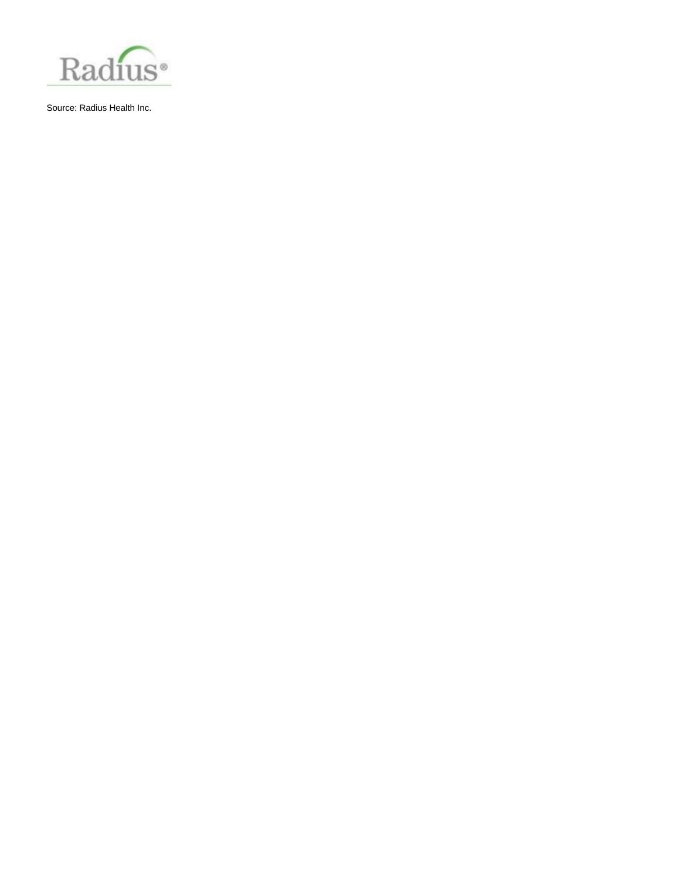Source: Radius Health Inc.